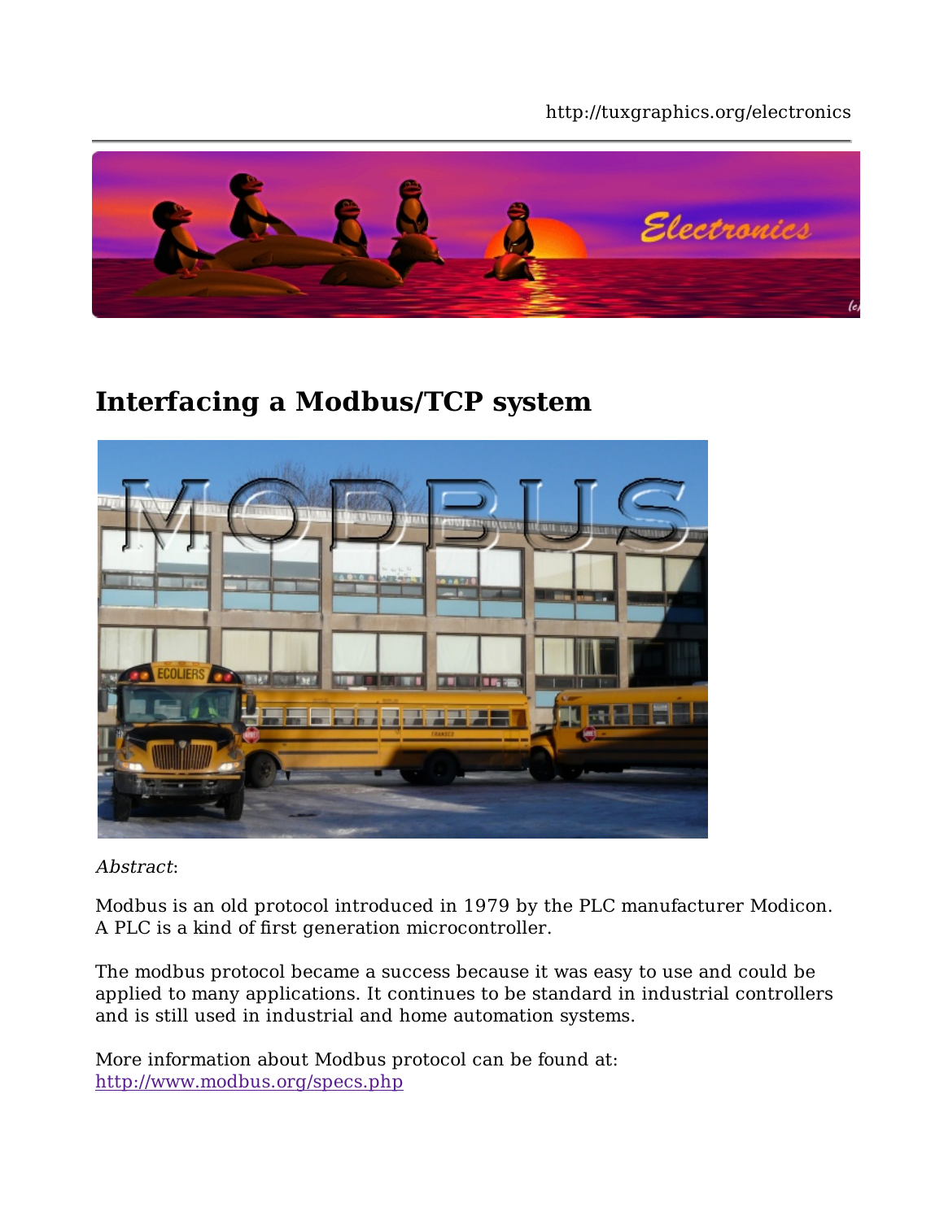# Interfacing a Modbus/TCP system

*Abstract*:

Modbus is an old protocol introduced in 1979 by the PLC manufacturer Modicon. A PLC is a kind of first generation microcontroller.

The modbus protocol became a success because it was easy to use and could be applied to many applications. It continues to be standard in industrial controllers and is still used in industrial and home automation systems.

More information about Modbus protocol can be found at:
http://www.modbus.org/specs.php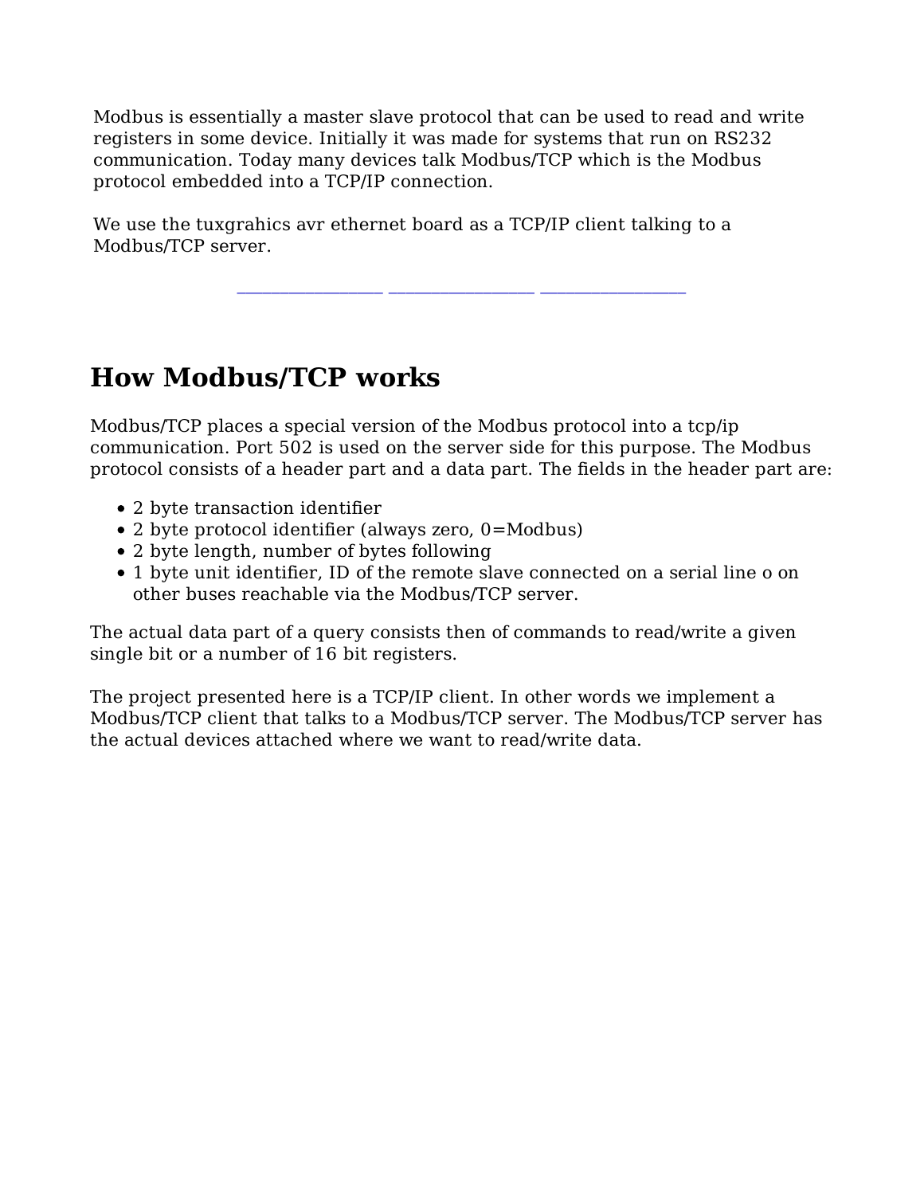Modbus is essentially a master slave protocol that can be used to read and write registers in some device. Initially it was made for systems that run on RS232 communication. Today many devices talk Modbus/TCP which is the Modbus protocol embedded into a TCP/IP connection.

We use the tuxgrahics avr ethernet board as a TCP/IP client talking to a Modbus/TCP server.

## How Modbus/TCP works

Modbus/TCP places a special version of the Modbus protocol into a tcp/ip communication. Port 502 is used on the server side for this purpose. The Modbus protocol consists of a header part and a data part. The fields in the header part are:

- 2 byte transaction identifier
- 2 byte protocol identifier (always zero, 0=Modbus)
- 2 byte length, number of bytes following
- 1 byte unit identifier, ID of the remote slave connected on a serial line o on other buses reachable via the Modbus/TCP server.

The actual data part of a query consists then of commands to read/write a given single bit or a number of 16 bit registers.

The project presented here is a TCP/IP client. In other words we implement a Modbus/TCP client that talks to a Modbus/TCP server. The Modbus/TCP server has the actual devices attached where we want to read/write data.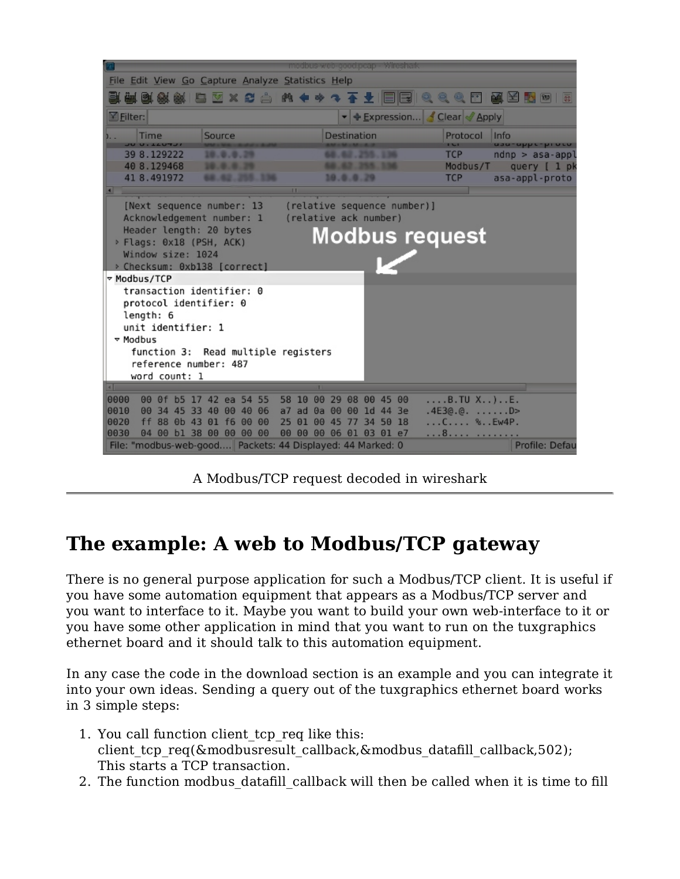A Modbus/TCP request decoded in wireshark

---

# The example: A web to Modbus/TCP gateway

There is no general purpose application for such a Modbus/TCP client. It is useful if you have some automation equipment that appears as a Modbus/TCP server and you want to interface to it. Maybe you want to build your own web-interface to it or you have some other application in mind that you want to run on the tuxgraphics ethernet board and it should talk to this automation equipment.

In any case the code in the download section is an example and you can integrate it into your own ideas. Sending a query out of the tuxgraphics ethernet board works in 3 simple steps:

1. You call function client_tcp_req like this:
   client_tcp_req(&modbusresult_callback,&modbus_datafill_callback,502);
   This starts a TCP transaction.
2. The function modbus_datafill_callback will then be called when it is time to fill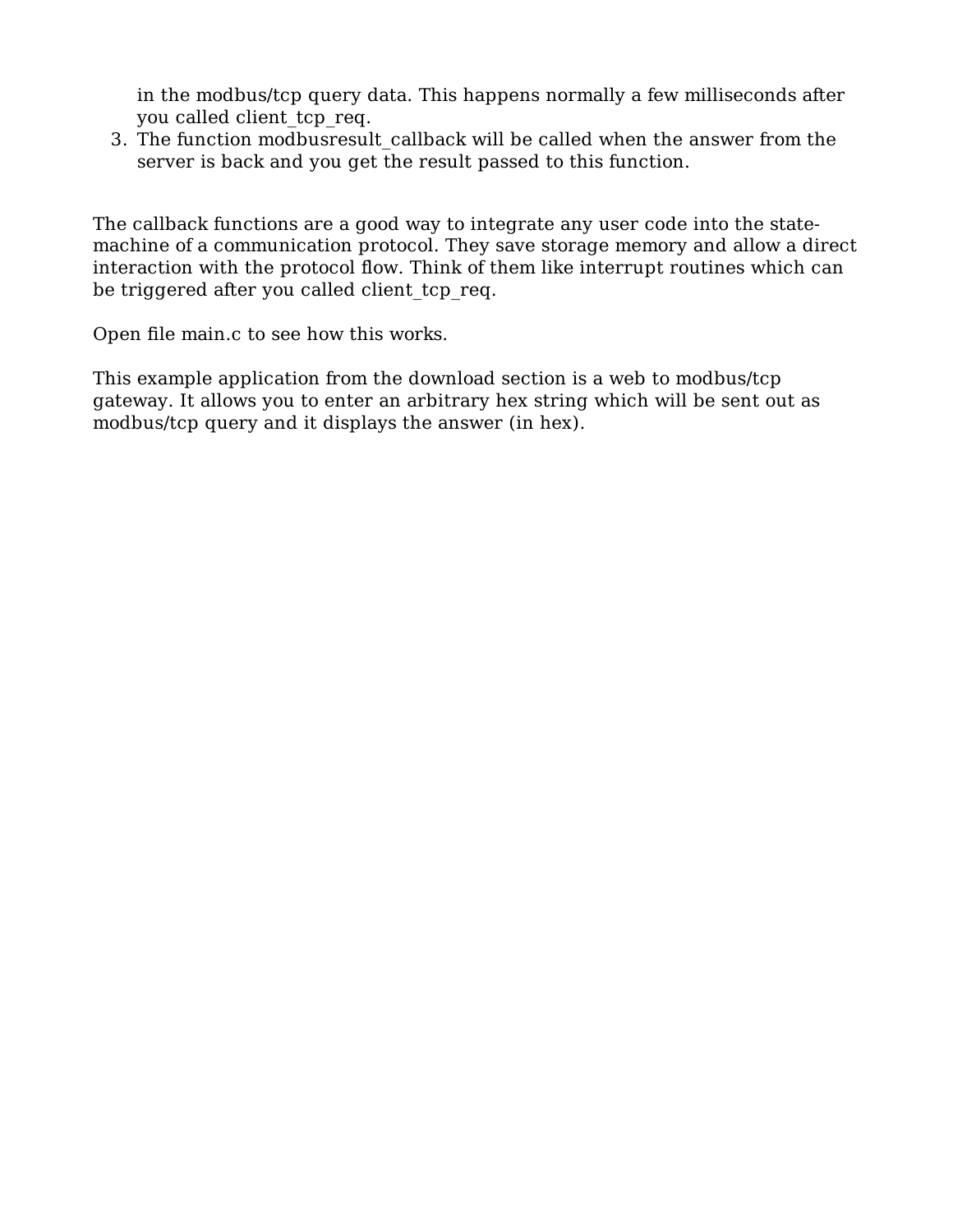in the modbus/tcp query data. This happens normally a few milliseconds after you called client_tcp_req.

3. The function modbusresult_callback will be called when the answer from the server is back and you get the result passed to this function.

The callback functions are a good way to integrate any user code into the state-machine of a communication protocol. They save storage memory and allow a direct interaction with the protocol flow. Think of them like interrupt routines which can be triggered after you called client_tcp_req.

Open file main.c to see how this works.

This example application from the download section is a web to modbus/tcp gateway. It allows you to enter an arbitrary hex string which will be sent out as modbus/tcp query and it displays the answer (in hex).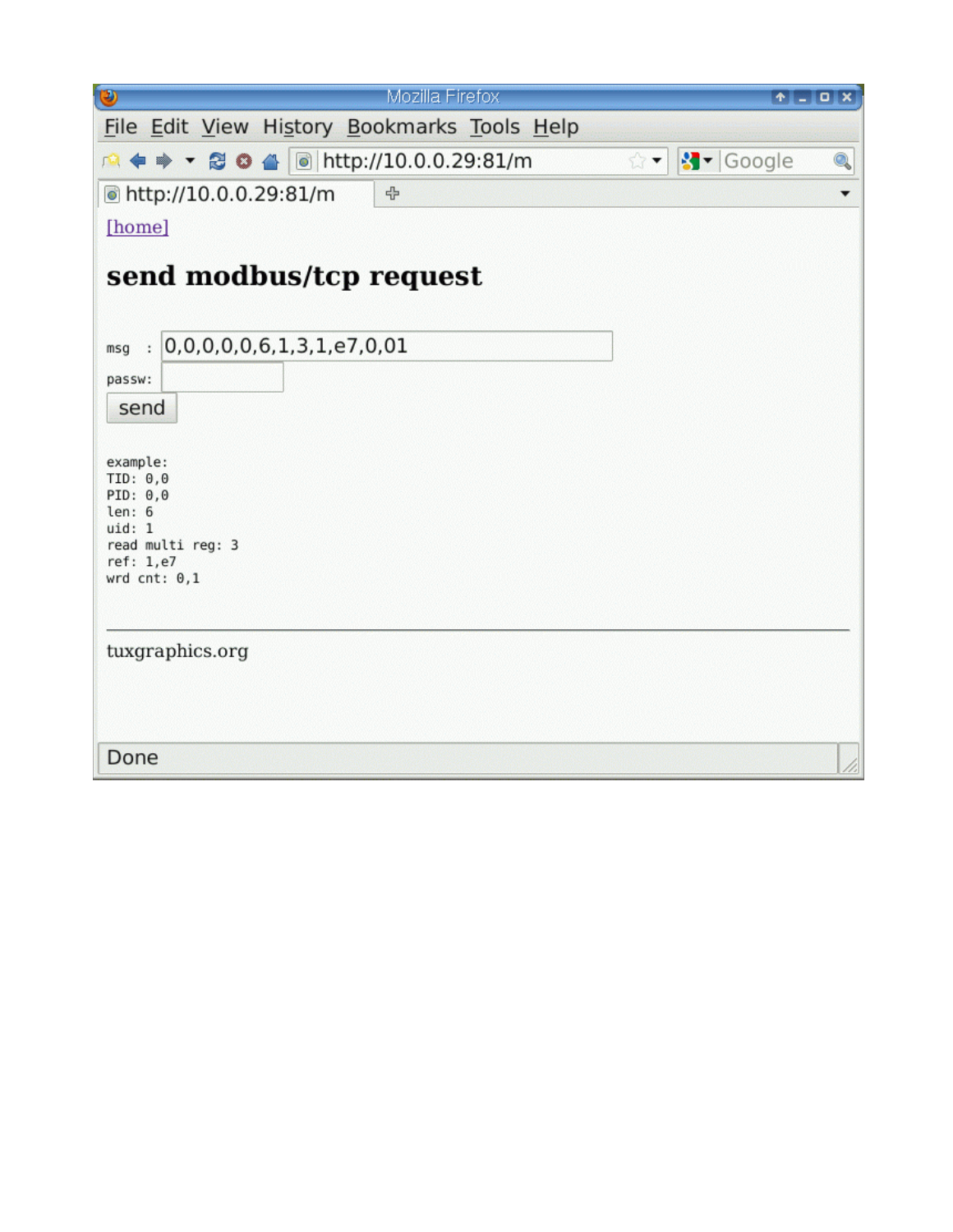[home]

# send modbus/tcp request

msg : 0,0,0,0,0,6,1,3,1,e7,0,01

passw:

send

```
example:
TID: 0,0
PID: 0,0
len: 6
uid: 1
read multi reg: 3
ref: 1,e7
wrd cnt: 0,1
```

---

tuxgraphics.org

Done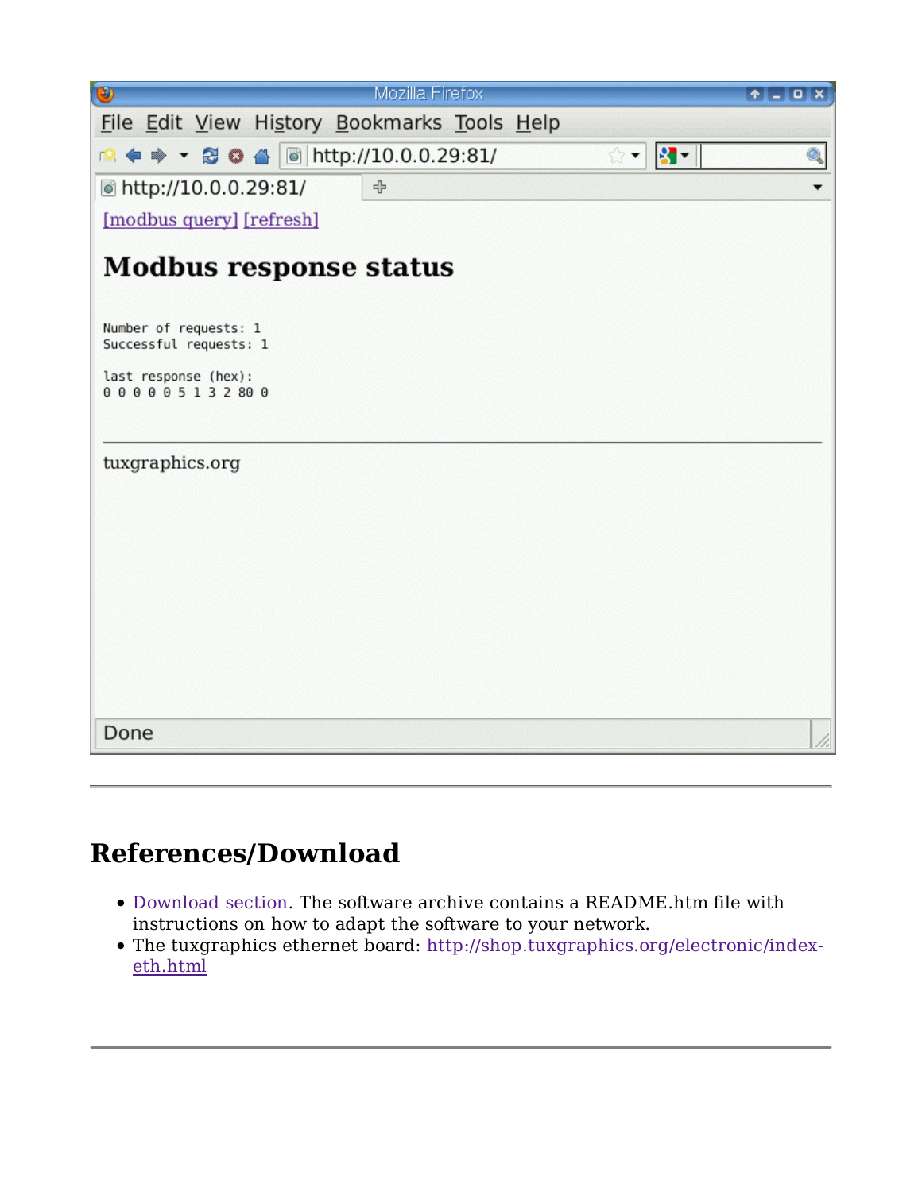[modbus query] [refresh]

# Modbus response status

```
Number of requests: 1
Successful requests: 1

last response (hex):
0 0 0 0 0 5 1 3 2 80 0
```

tuxgraphics.org

---

## References/Download

- Download section. The software archive contains a README.htm file with instructions on how to adapt the software to your network.
- The tuxgraphics ethernet board: http://shop.tuxgraphics.org/electronic/index-eth.html

---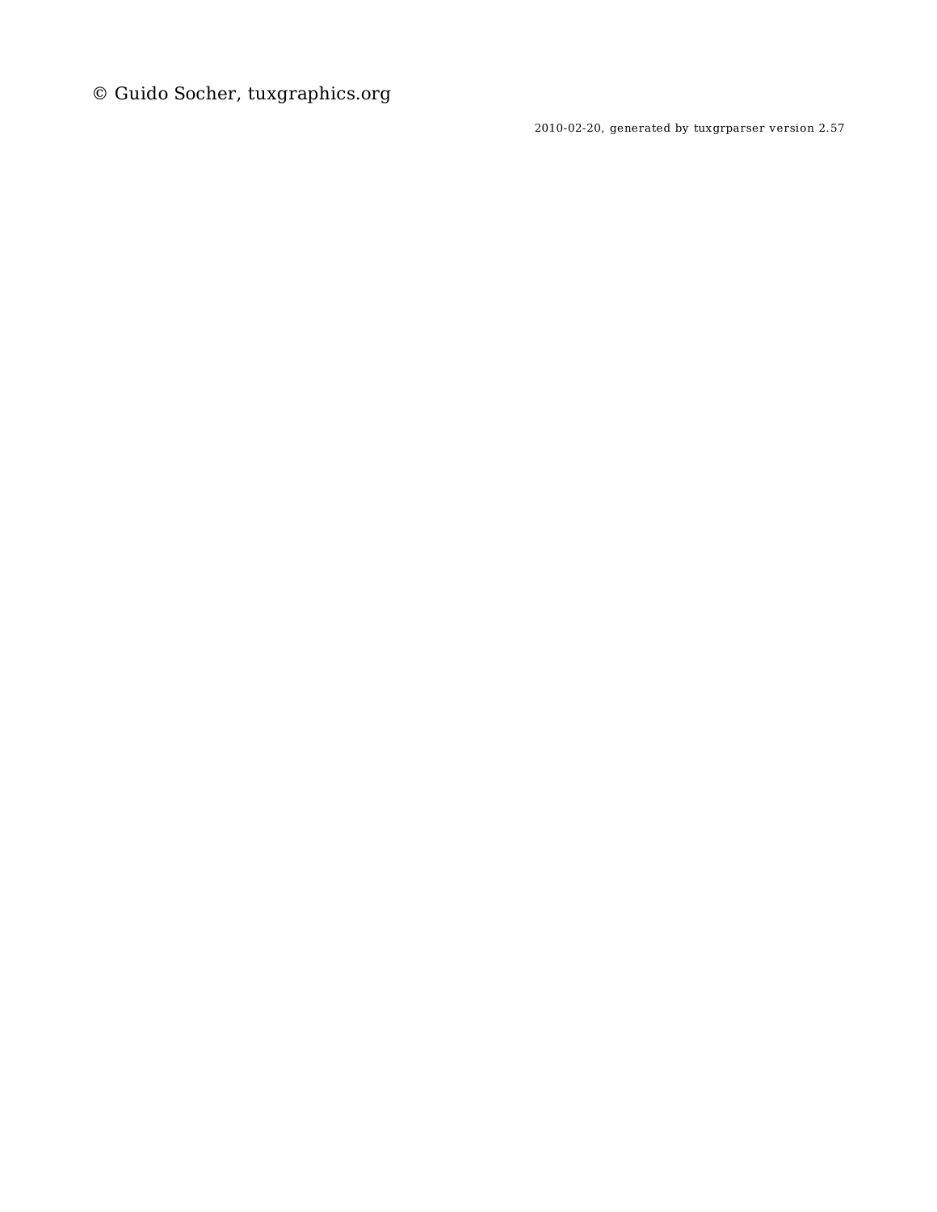© Guido Socher, tuxgraphics.org

2010-02-20, generated by tuxgrparser version 2.57